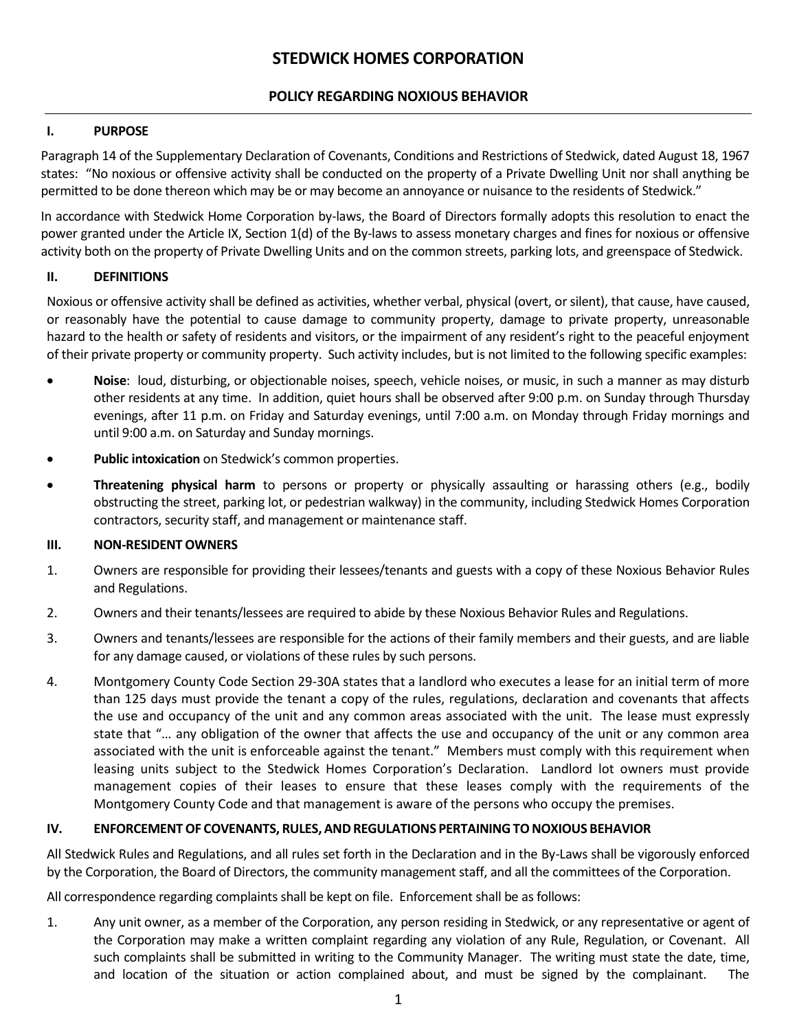# STEDWICK HOMES CORPORATION

## POLICY REGARDING NOXIOUS BEHAVIOR

### I. PURPOSE

Paragraph 14 of the Supplementary Declaration of Covenants, Conditions and Restrictions of Stedwick, dated August 18, 1967 states: "No noxious or offensive activity shall be conducted on the property of a Private Dwelling Unit nor shall anything be permitted to be done thereon which may be or may become an annoyance or nuisance to the residents of Stedwick."

In accordance with Stedwick Home Corporation by-laws, the Board of Directors formally adopts this resolution to enact the power granted under the Article IX, Section 1(d) of the By-laws to assess monetary charges and fines for noxious or offensive activity both on the property of Private Dwelling Units and on the common streets, parking lots, and greenspace of Stedwick.

### II. DEFINITIONS

Noxious or offensive activity shall be defined as activities, whether verbal, physical (overt, or silent), that cause, have caused, or reasonably have the potential to cause damage to community property, damage to private property, unreasonable hazard to the health or safety of residents and visitors, or the impairment of any resident's right to the peaceful enjoyment of their private property or community property. Such activity includes, but is not limited to the following specific examples:

- **Noise**: loud, disturbing, or objectionable noises, speech, vehicle noises, or music, in such a manner as may disturb other residents at any time. In addition, quiet hours shall be observed after 9:00 p.m. on Sunday through Thursday evenings, after 11 p.m. on Friday and Saturday evenings, until 7:00 a.m. on Monday through Friday mornings and until 9:00 a.m. on Saturday and Sunday mornings.
- **Public intoxication** on Stedwick's common properties.
- **Threatening physical harm** to persons or property or physically assaulting or harassing others (e.g., bodily obstructing the street, parking lot, or pedestrian walkway) in the community, including Stedwick Homes Corporation contractors, security staff, and management or maintenance staff.

### III. NON-RESIDENT OWNERS

1. Owners are responsible for providing their lessees/tenants and guests with a copy of these Noxious Behavior Rules and Regulations.
2. Owners and their tenants/lessees are required to abide by these Noxious Behavior Rules and Regulations.
3. Owners and tenants/lessees are responsible for the actions of their family members and their guests, and are liable for any damage caused, or violations of these rules by such persons.
4. Montgomery County Code Section 29-30A states that a landlord who executes a lease for an initial term of more than 125 days must provide the tenant a copy of the rules, regulations, declaration and covenants that affects the use and occupancy of the unit and any common areas associated with the unit. The lease must expressly state that "… any obligation of the owner that affects the use and occupancy of the unit or any common area associated with the unit is enforceable against the tenant." Members must comply with this requirement when leasing units subject to the Stedwick Homes Corporation's Declaration. Landlord lot owners must provide management copies of their leases to ensure that these leases comply with the requirements of the Montgomery County Code and that management is aware of the persons who occupy the premises.

### IV. ENFORCEMENT OF COVENANTS, RULES, AND REGULATIONS PERTAINING TO NOXIOUS BEHAVIOR

All Stedwick Rules and Regulations, and all rules set forth in the Declaration and in the By-Laws shall be vigorously enforced by the Corporation, the Board of Directors, the community management staff, and all the committees of the Corporation.

All correspondence regarding complaints shall be kept on file. Enforcement shall be as follows:

1. Any unit owner, as a member of the Corporation, any person residing in Stedwick, or any representative or agent of the Corporation may make a written complaint regarding any violation of any Rule, Regulation, or Covenant. All such complaints shall be submitted in writing to the Community Manager. The writing must state the date, time, and location of the situation or action complained about, and must be signed by the complainant. The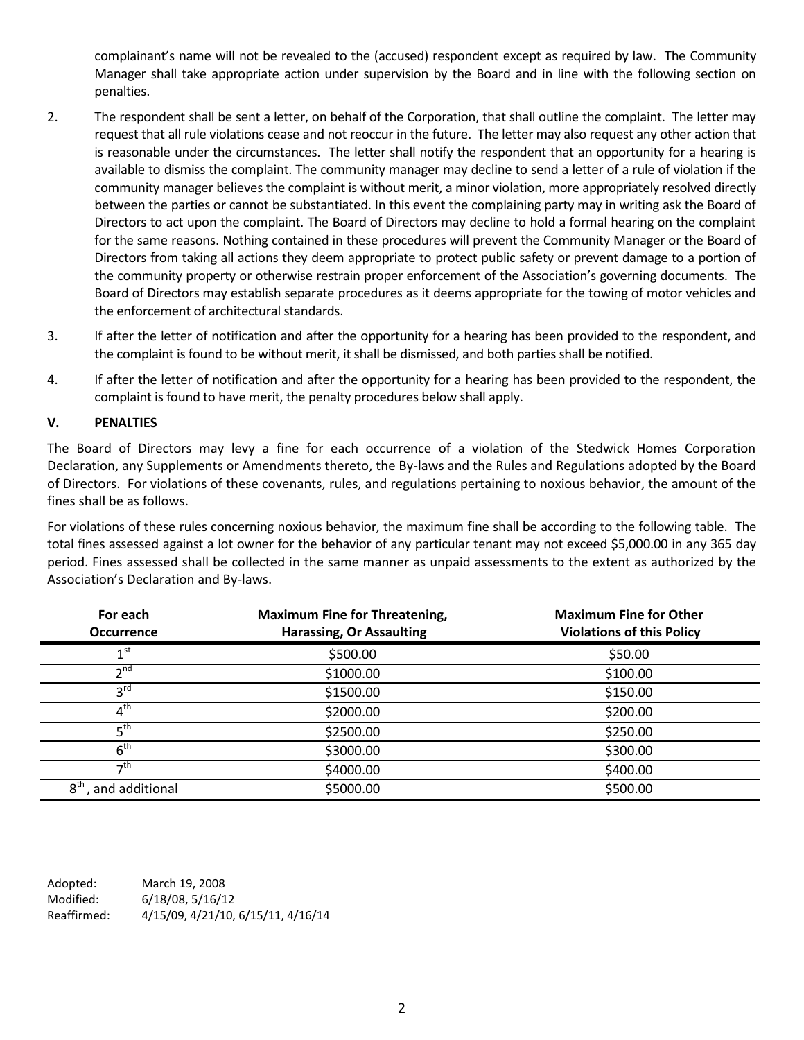complainant's name will not be revealed to the (accused) respondent except as required by law. The Community Manager shall take appropriate action under supervision by the Board and in line with the following section on penalties.

2. The respondent shall be sent a letter, on behalf of the Corporation, that shall outline the complaint. The letter may request that all rule violations cease and not reoccur in the future. The letter may also request any other action that is reasonable under the circumstances. The letter shall notify the respondent that an opportunity for a hearing is available to dismiss the complaint. The community manager may decline to send a letter of a rule of violation if the community manager believes the complaint is without merit, a minor violation, more appropriately resolved directly between the parties or cannot be substantiated. In this event the complaining party may in writing ask the Board of Directors to act upon the complaint. The Board of Directors may decline to hold a formal hearing on the complaint for the same reasons. Nothing contained in these procedures will prevent the Community Manager or the Board of Directors from taking all actions they deem appropriate to protect public safety or prevent damage to a portion of the community property or otherwise restrain proper enforcement of the Association's governing documents. The Board of Directors may establish separate procedures as it deems appropriate for the towing of motor vehicles and the enforcement of architectural standards.

3. If after the letter of notification and after the opportunity for a hearing has been provided to the respondent, and the complaint is found to be without merit, it shall be dismissed, and both parties shall be notified.

4. If after the letter of notification and after the opportunity for a hearing has been provided to the respondent, the complaint is found to have merit, the penalty procedures below shall apply.

## V. PENALTIES

The Board of Directors may levy a fine for each occurrence of a violation of the Stedwick Homes Corporation Declaration, any Supplements or Amendments thereto, the By-laws and the Rules and Regulations adopted by the Board of Directors. For violations of these covenants, rules, and regulations pertaining to noxious behavior, the amount of the fines shall be as follows.

For violations of these rules concerning noxious behavior, the maximum fine shall be according to the following table. The total fines assessed against a lot owner for the behavior of any particular tenant may not exceed $5,000.00 in any 365 day period. Fines assessed shall be collected in the same manner as unpaid assessments to the extent as authorized by the Association's Declaration and By-laws.

| For each Occurrence | Maximum Fine for Threatening, Harassing, Or Assaulting | Maximum Fine for Other Violations of this Policy |
|---|---|---|
| 1st | $500.00 | $50.00 |
| 2nd | $1000.00 | $100.00 |
| 3rd | $1500.00 | $150.00 |
| 4th | $2000.00 | $200.00 |
| 5th | $2500.00 | $250.00 |
| 6th | $3000.00 | $300.00 |
| 7th | $4000.00 | $400.00 |
| 8th, and additional | $5000.00 | $500.00 |

Adopted: March 19, 2008
Modified: 6/18/08, 5/16/12
Reaffirmed: 4/15/09, 4/21/10, 6/15/11, 4/16/14